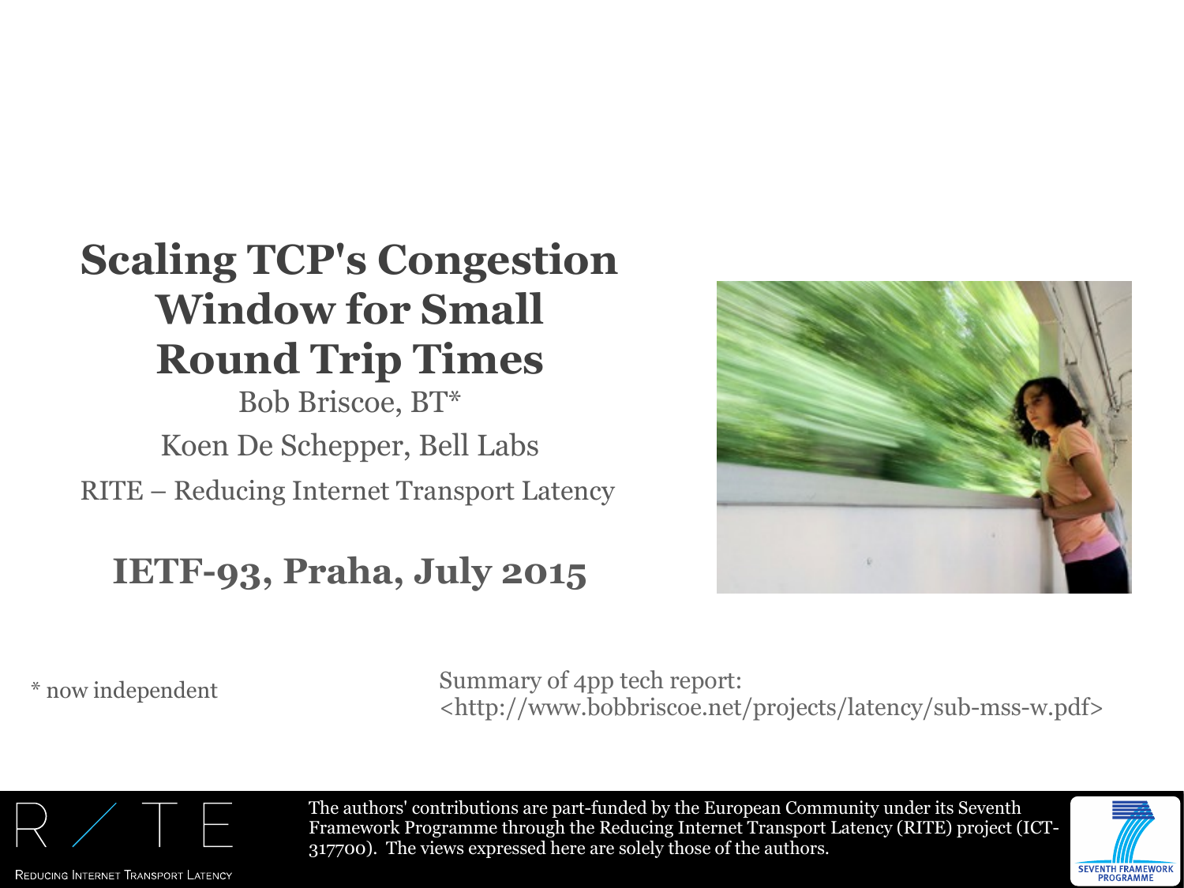# Scaling TCP's Congestion Window for Small Round Trip Times

Bob Briscoe, BT*

Koen De Schepper, Bell Labs

RITE – Reducing Internet Transport Latency

**IETF-93, Praha, July 2015**

* now independent

Summary of 4pp tech report:
<http://www.bobbriscoe.net/projects/latency/sub-mss-w.pdf>

The authors' contributions are part-funded by the European Community under its Seventh Framework Programme through the Reducing Internet Transport Latency (RITE) project (ICT-317700). The views expressed here are solely those of the authors.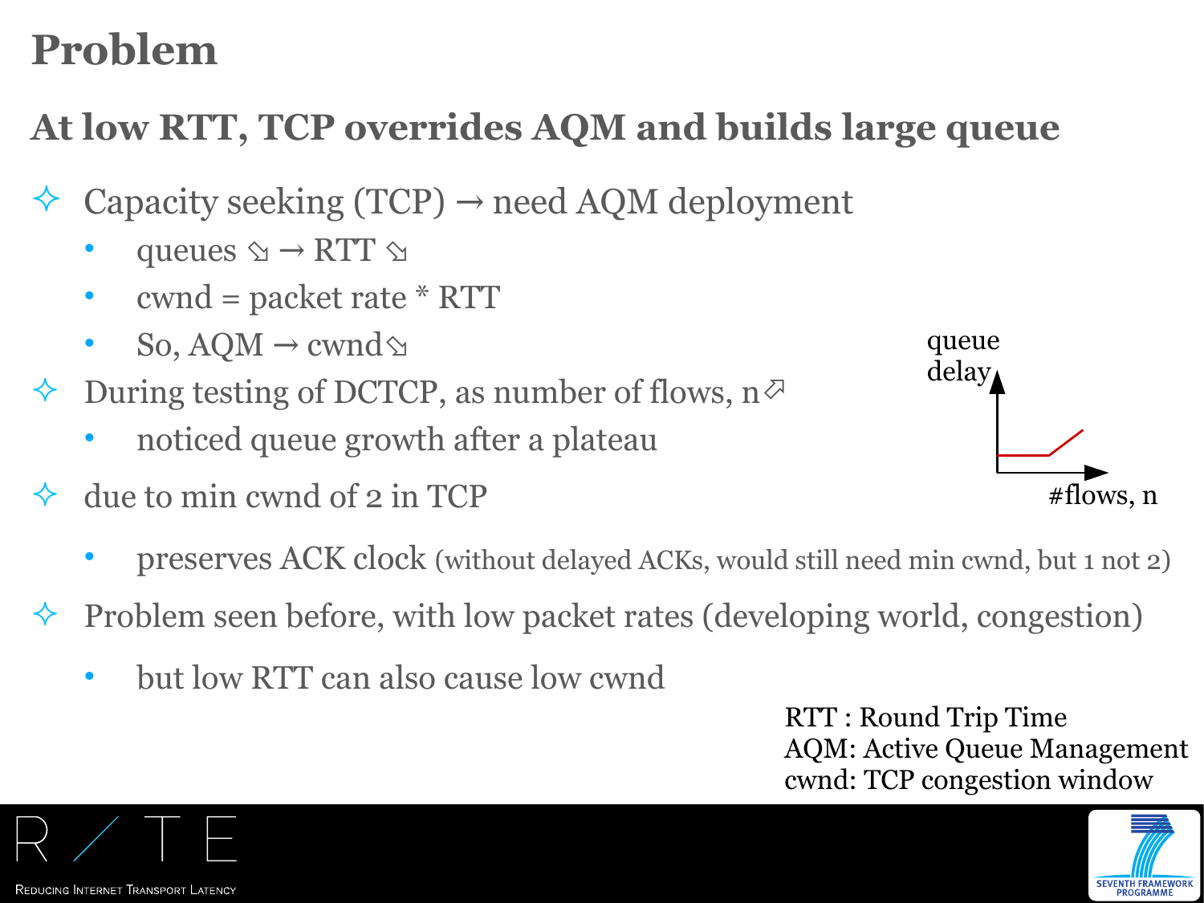# Problem

## At low RTT, TCP overrides AQM and builds large queue

- Capacity seeking (TCP) → need AQM deployment
  - queues ⬂ → RTT ⬂
  - cwnd = packet rate * RTT
  - So, AQM → cwnd ⬂
- During testing of DCTCP, as number of flows, n ⬀
  - noticed queue growth after a plateau
- due to min cwnd of 2 in TCP
  - preserves ACK clock (without delayed ACKs, would still need min cwnd, but 1 not 2)
- Problem seen before, with low packet rates (developing world, congestion)
  - but low RTT can also cause low cwnd

queue delay

#flows, n

RTT : Round Trip Time
AQM: Active Queue Management
cwnd: TCP congestion window

RITE Reducing Internet Transport Latency

Seventh Framework Programme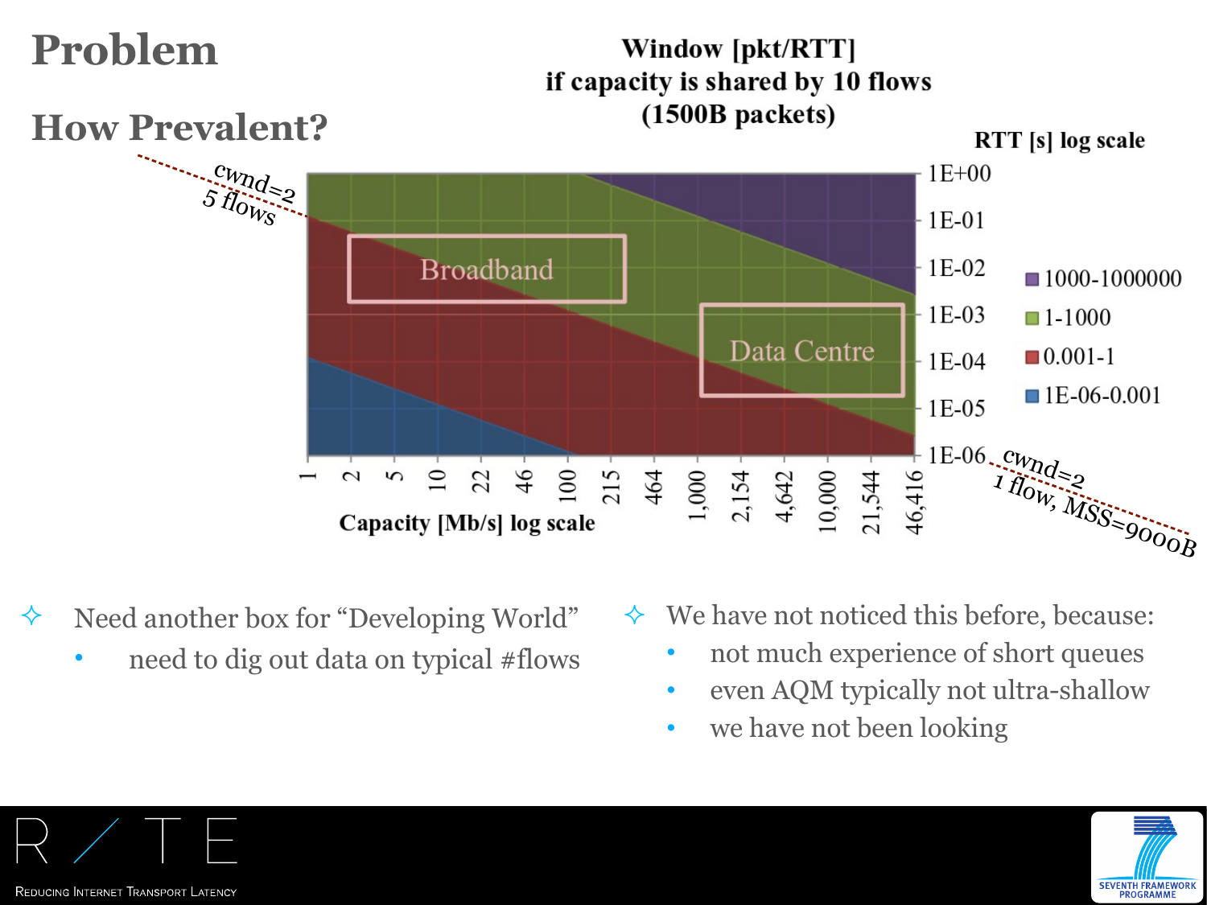# Problem

## How Prevalent?

**Window [pkt/RTT] if capacity is shared by 10 flows (1500B packets)**

- Need another box for "Developing World"
  - need to dig out data on typical #flows

- We have not noticed this before, because:
  - not much experience of short queues
  - even AQM typically not ultra-shallow
  - we have not been looking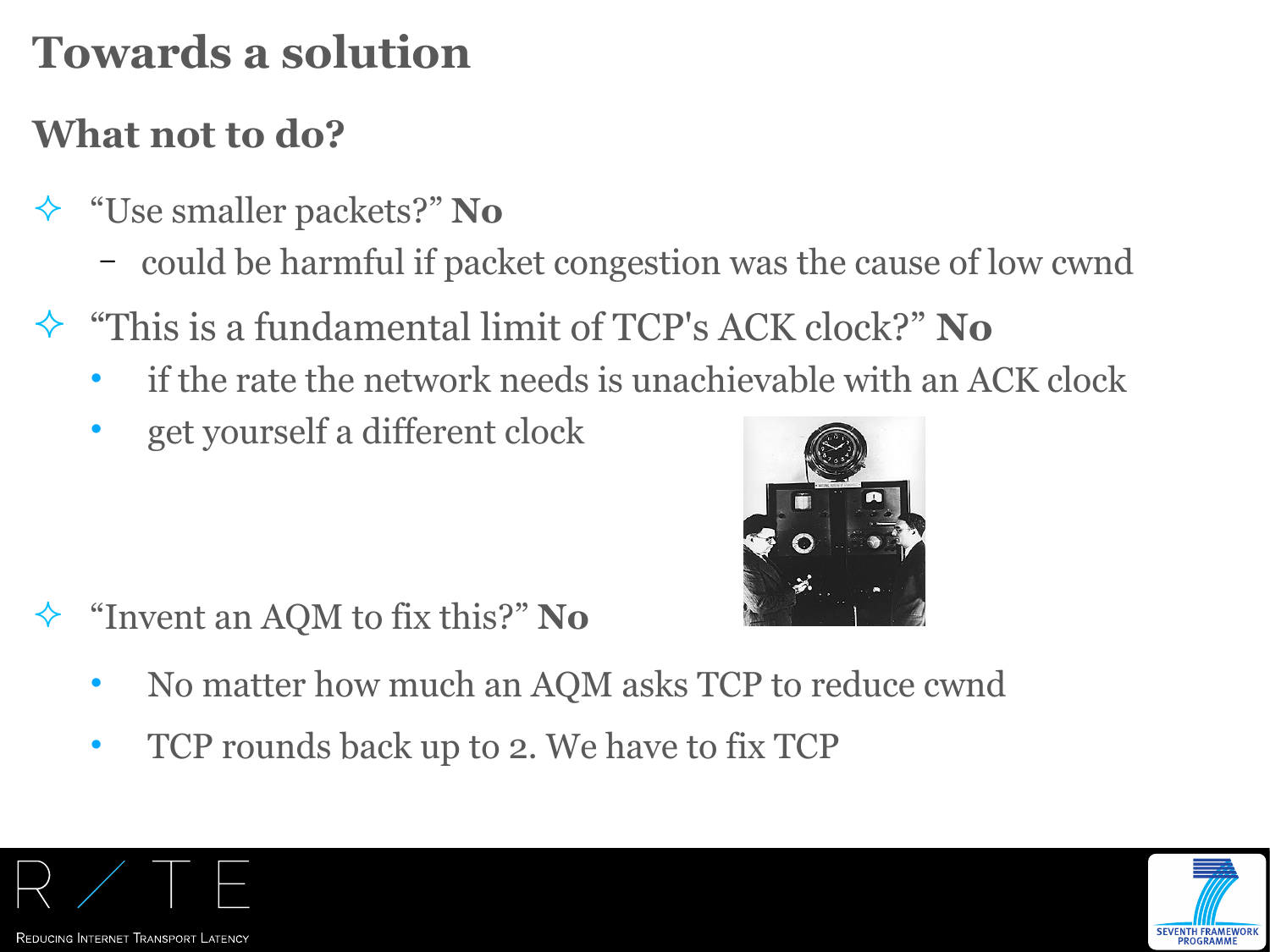# Towards a solution

## What not to do?

- "Use smaller packets?" **No**
  - could be harmful if packet congestion was the cause of low cwnd
- "This is a fundamental limit of TCP's ACK clock?" **No**
  - if the rate the network needs is unachievable with an ACK clock
  - get yourself a different clock
- "Invent an AQM to fix this?" **No**
  - No matter how much an AQM asks TCP to reduce cwnd
  - TCP rounds back up to 2. We have to fix TCP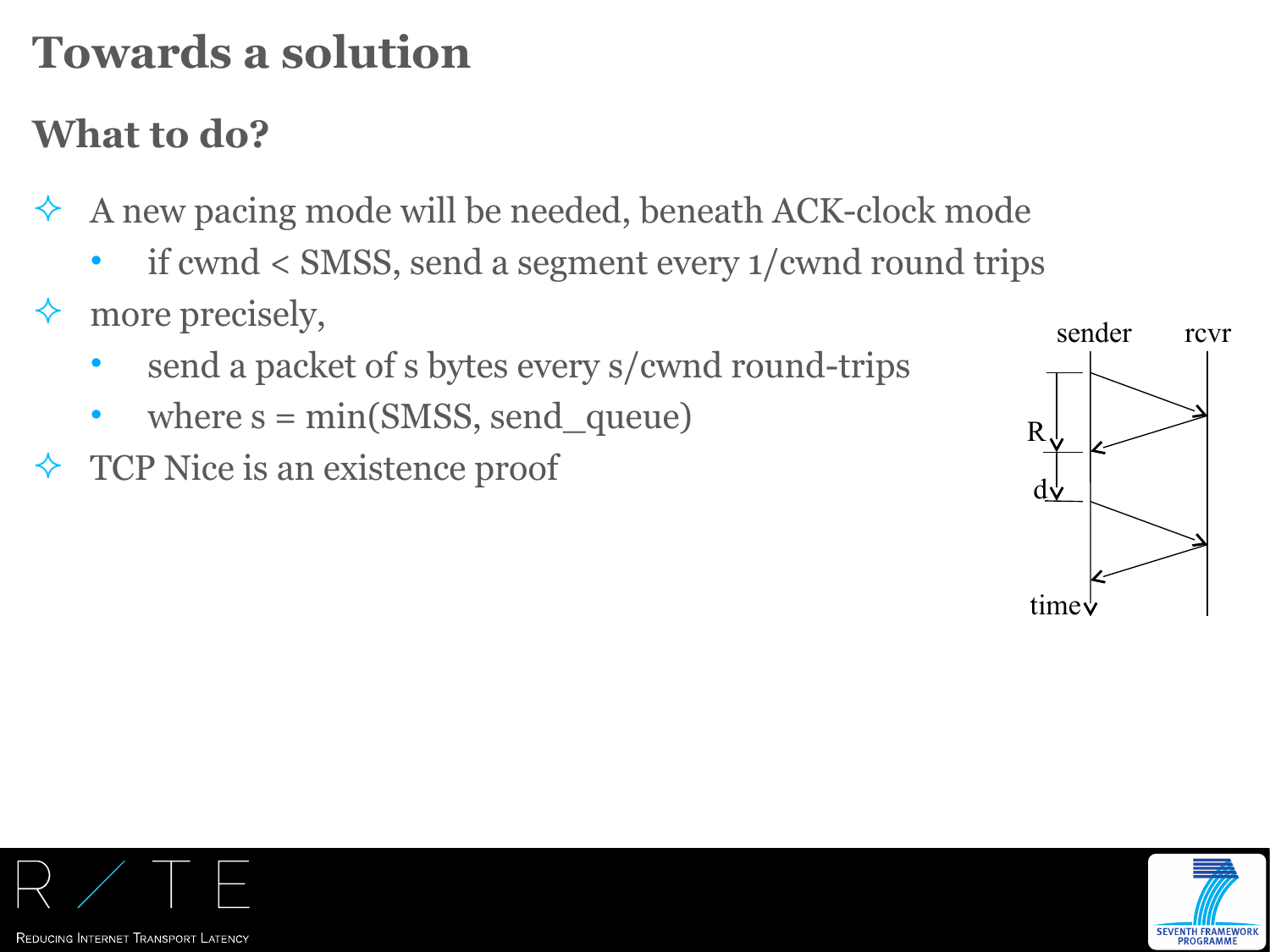# Towards a solution

## What to do?

- A new pacing mode will be needed, beneath ACK-clock mode
  - if cwnd < SMSS, send a segment every 1/cwnd round trips
- more precisely,
  - send a packet of s bytes every s/cwnd round-trips
  - where s = min(SMSS, send_queue)
- TCP Nice is an existence proof

sender rcvr

R

d

time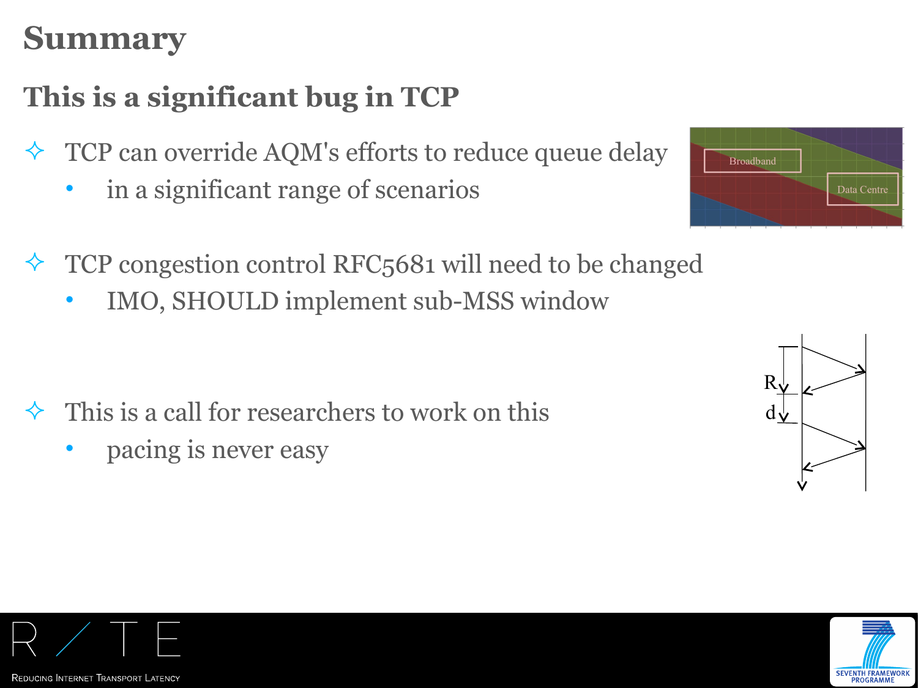# Summary

## This is a significant bug in TCP

- TCP can override AQM's efforts to reduce queue delay
  - in a significant range of scenarios

Broadband

Data Centre

- TCP congestion control RFC5681 will need to be changed
  - IMO, SHOULD implement sub-MSS window

R

d

- This is a call for researchers to work on this
  - pacing is never easy